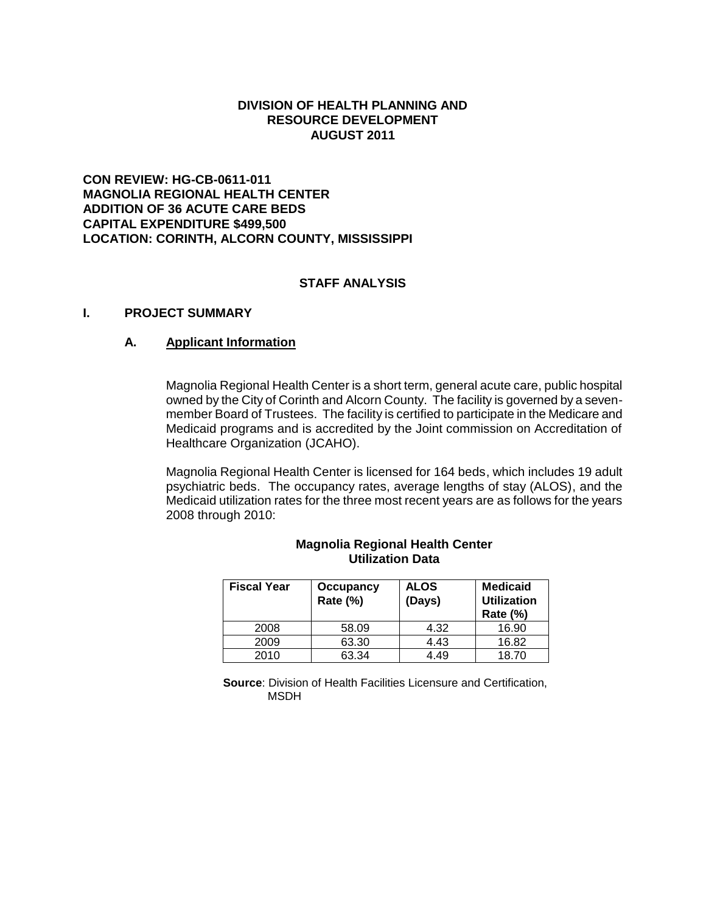**DIVISION OF HEALTH PLANNING AND RESOURCE DEVELOPMENT AUGUST 2011**

**CON REVIEW: HG-CB-0611-011**
**MAGNOLIA REGIONAL HEALTH CENTER**
**ADDITION OF 36 ACUTE CARE BEDS**
**CAPITAL EXPENDITURE $499,500**
**LOCATION: CORINTH, ALCORN COUNTY, MISSISSIPPI**

## STAFF ANALYSIS

## I. PROJECT SUMMARY

### A. Applicant Information

Magnolia Regional Health Center is a short term, general acute care, public hospital owned by the City of Corinth and Alcorn County. The facility is governed by a seven-member Board of Trustees. The facility is certified to participate in the Medicare and Medicaid programs and is accredited by the Joint commission on Accreditation of Healthcare Organization (JCAHO).

Magnolia Regional Health Center is licensed for 164 beds, which includes 19 adult psychiatric beds. The occupancy rates, average lengths of stay (ALOS), and the Medicaid utilization rates for the three most recent years are as follows for the years 2008 through 2010:

**Magnolia Regional Health Center Utilization Data**

| Fiscal Year | Occupancy Rate (%) | ALOS (Days) | Medicaid Utilization Rate (%) |
|---|---|---|---|
| 2008 | 58.09 | 4.32 | 16.90 |
| 2009 | 63.30 | 4.43 | 16.82 |
| 2010 | 63.34 | 4.49 | 18.70 |

**Source**: Division of Health Facilities Licensure and Certification, MSDH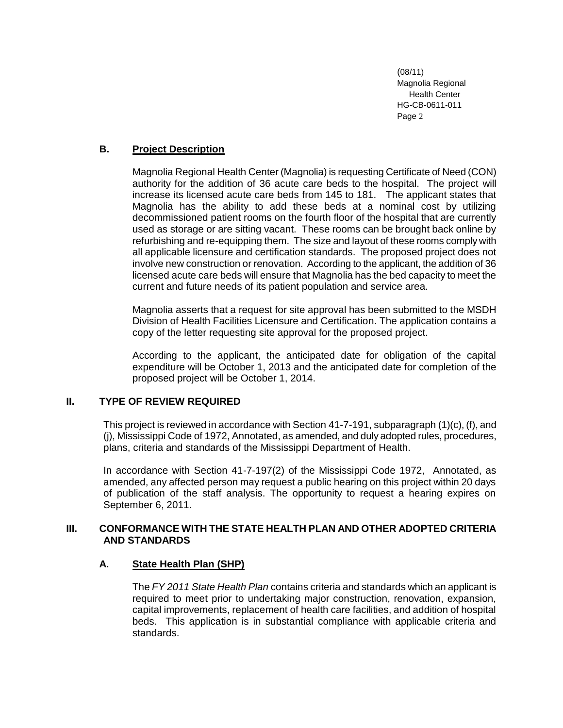## B. Project Description

Magnolia Regional Health Center (Magnolia) is requesting Certificate of Need (CON) authority for the addition of 36 acute care beds to the hospital. The project will increase its licensed acute care beds from 145 to 181. The applicant states that Magnolia has the ability to add these beds at a nominal cost by utilizing decommissioned patient rooms on the fourth floor of the hospital that are currently used as storage or are sitting vacant. These rooms can be brought back online by refurbishing and re-equipping them. The size and layout of these rooms comply with all applicable licensure and certification standards. The proposed project does not involve new construction or renovation. According to the applicant, the addition of 36 licensed acute care beds will ensure that Magnolia has the bed capacity to meet the current and future needs of its patient population and service area.

Magnolia asserts that a request for site approval has been submitted to the MSDH Division of Health Facilities Licensure and Certification. The application contains a copy of the letter requesting site approval for the proposed project.

According to the applicant, the anticipated date for obligation of the capital expenditure will be October 1, 2013 and the anticipated date for completion of the proposed project will be October 1, 2014.

# II. TYPE OF REVIEW REQUIRED

This project is reviewed in accordance with Section 41-7-191, subparagraph (1)(c), (f), and (j), Mississippi Code of 1972, Annotated, as amended, and duly adopted rules, procedures, plans, criteria and standards of the Mississippi Department of Health.

In accordance with Section 41-7-197(2) of the Mississippi Code 1972, Annotated, as amended, any affected person may request a public hearing on this project within 20 days of publication of the staff analysis. The opportunity to request a hearing expires on September 6, 2011.

# III. CONFORMANCE WITH THE STATE HEALTH PLAN AND OTHER ADOPTED CRITERIA AND STANDARDS

## A. State Health Plan (SHP)

The *FY 2011 State Health Plan* contains criteria and standards which an applicant is required to meet prior to undertaking major construction, renovation, expansion, capital improvements, replacement of health care facilities, and addition of hospital beds. This application is in substantial compliance with applicable criteria and standards.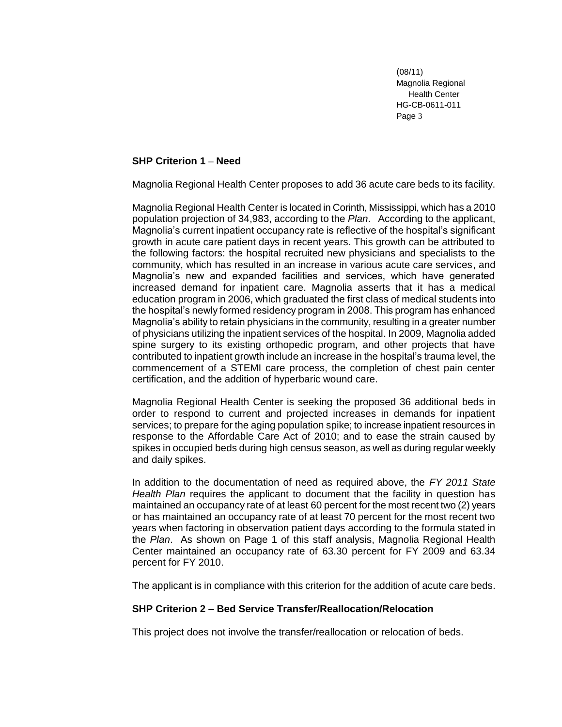**SHP Criterion 1 – Need**

Magnolia Regional Health Center proposes to add 36 acute care beds to its facility.

Magnolia Regional Health Center is located in Corinth, Mississippi, which has a 2010 population projection of 34,983, according to the *Plan*. According to the applicant, Magnolia's current inpatient occupancy rate is reflective of the hospital's significant growth in acute care patient days in recent years. This growth can be attributed to the following factors: the hospital recruited new physicians and specialists to the community, which has resulted in an increase in various acute care services, and Magnolia's new and expanded facilities and services, which have generated increased demand for inpatient care. Magnolia asserts that it has a medical education program in 2006, which graduated the first class of medical students into the hospital's newly formed residency program in 2008. This program has enhanced Magnolia's ability to retain physicians in the community, resulting in a greater number of physicians utilizing the inpatient services of the hospital. In 2009, Magnolia added spine surgery to its existing orthopedic program, and other projects that have contributed to inpatient growth include an increase in the hospital's trauma level, the commencement of a STEMI care process, the completion of chest pain center certification, and the addition of hyperbaric wound care.

Magnolia Regional Health Center is seeking the proposed 36 additional beds in order to respond to current and projected increases in demands for inpatient services; to prepare for the aging population spike; to increase inpatient resources in response to the Affordable Care Act of 2010; and to ease the strain caused by spikes in occupied beds during high census season, as well as during regular weekly and daily spikes.

In addition to the documentation of need as required above, the *FY 2011 State Health Plan* requires the applicant to document that the facility in question has maintained an occupancy rate of at least 60 percent for the most recent two (2) years or has maintained an occupancy rate of at least 70 percent for the most recent two years when factoring in observation patient days according to the formula stated in the *Plan*. As shown on Page 1 of this staff analysis, Magnolia Regional Health Center maintained an occupancy rate of 63.30 percent for FY 2009 and 63.34 percent for FY 2010.

The applicant is in compliance with this criterion for the addition of acute care beds.

**SHP Criterion 2 – Bed Service Transfer/Reallocation/Relocation**

This project does not involve the transfer/reallocation or relocation of beds.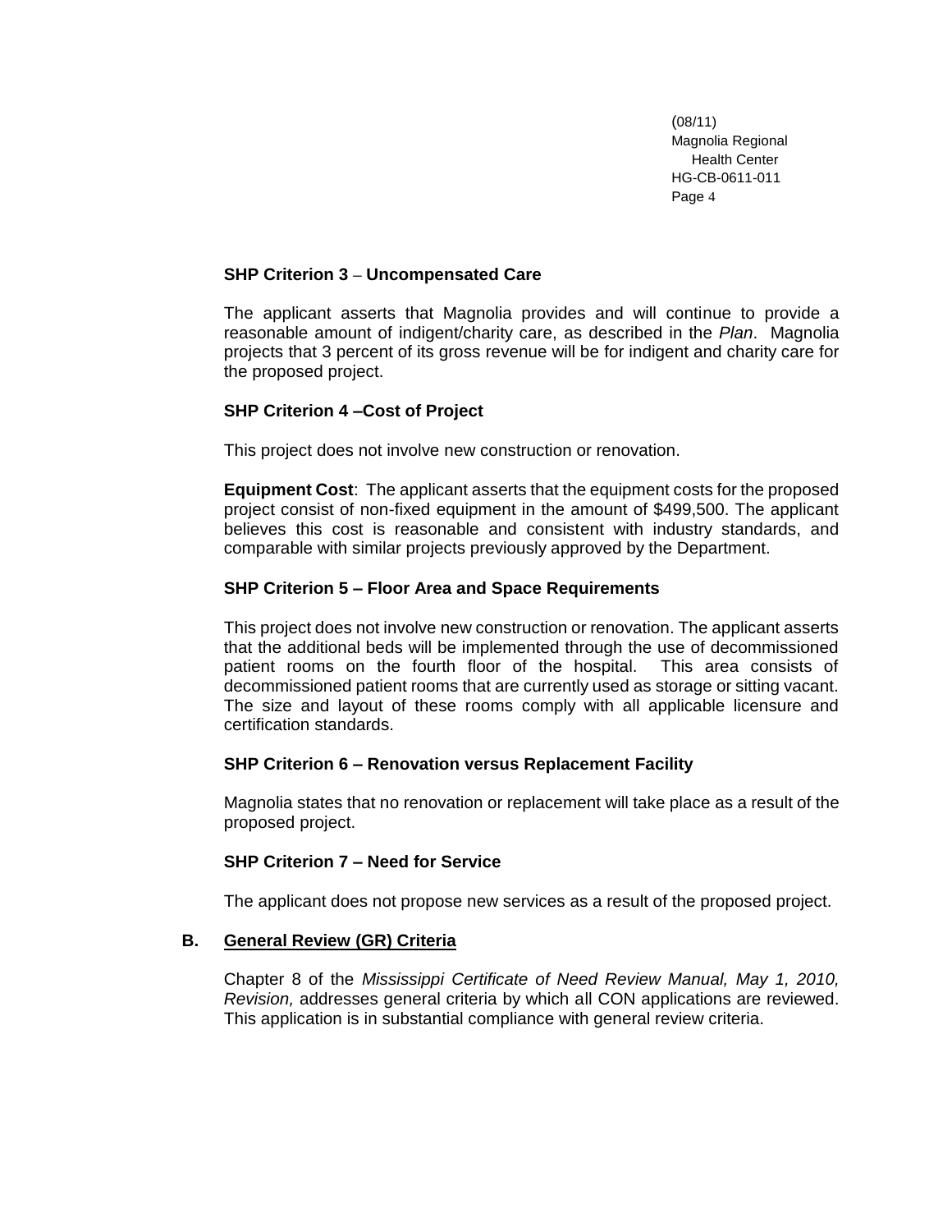**SHP Criterion 3 – Uncompensated Care**

The applicant asserts that Magnolia provides and will continue to provide a reasonable amount of indigent/charity care, as described in the *Plan*. Magnolia projects that 3 percent of its gross revenue will be for indigent and charity care for the proposed project.

**SHP Criterion 4 –Cost of Project**

This project does not involve new construction or renovation.

**Equipment Cost**: The applicant asserts that the equipment costs for the proposed project consist of non-fixed equipment in the amount of $499,500. The applicant believes this cost is reasonable and consistent with industry standards, and comparable with similar projects previously approved by the Department.

**SHP Criterion 5 – Floor Area and Space Requirements**

This project does not involve new construction or renovation. The applicant asserts that the additional beds will be implemented through the use of decommissioned patient rooms on the fourth floor of the hospital. This area consists of decommissioned patient rooms that are currently used as storage or sitting vacant. The size and layout of these rooms comply with all applicable licensure and certification standards.

**SHP Criterion 6 – Renovation versus Replacement Facility**

Magnolia states that no renovation or replacement will take place as a result of the proposed project.

**SHP Criterion 7 – Need for Service**

The applicant does not propose new services as a result of the proposed project.

**B. General Review (GR) Criteria**

Chapter 8 of the *Mississippi Certificate of Need Review Manual, May 1, 2010, Revision,* addresses general criteria by which all CON applications are reviewed. This application is in substantial compliance with general review criteria.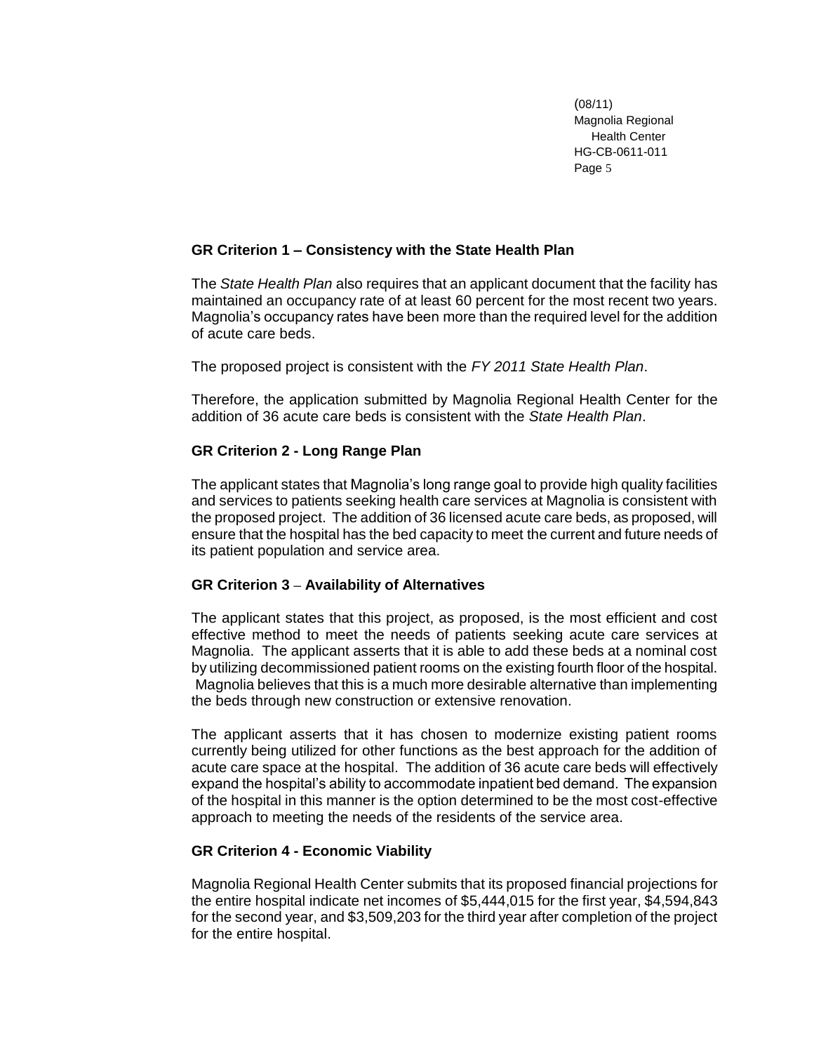**GR Criterion 1 – Consistency with the State Health Plan**

The *State Health Plan* also requires that an applicant document that the facility has maintained an occupancy rate of at least 60 percent for the most recent two years. Magnolia's occupancy rates have been more than the required level for the addition of acute care beds.

The proposed project is consistent with the *FY 2011 State Health Plan*.

Therefore, the application submitted by Magnolia Regional Health Center for the addition of 36 acute care beds is consistent with the *State Health Plan*.

**GR Criterion 2 - Long Range Plan**

The applicant states that Magnolia's long range goal to provide high quality facilities and services to patients seeking health care services at Magnolia is consistent with the proposed project. The addition of 36 licensed acute care beds, as proposed, will ensure that the hospital has the bed capacity to meet the current and future needs of its patient population and service area.

**GR Criterion 3 – Availability of Alternatives**

The applicant states that this project, as proposed, is the most efficient and cost effective method to meet the needs of patients seeking acute care services at Magnolia. The applicant asserts that it is able to add these beds at a nominal cost by utilizing decommissioned patient rooms on the existing fourth floor of the hospital. Magnolia believes that this is a much more desirable alternative than implementing the beds through new construction or extensive renovation.

The applicant asserts that it has chosen to modernize existing patient rooms currently being utilized for other functions as the best approach for the addition of acute care space at the hospital. The addition of 36 acute care beds will effectively expand the hospital's ability to accommodate inpatient bed demand. The expansion of the hospital in this manner is the option determined to be the most cost-effective approach to meeting the needs of the residents of the service area.

**GR Criterion 4 - Economic Viability**

Magnolia Regional Health Center submits that its proposed financial projections for the entire hospital indicate net incomes of $5,444,015 for the first year, $4,594,843 for the second year, and $3,509,203 for the third year after completion of the project for the entire hospital.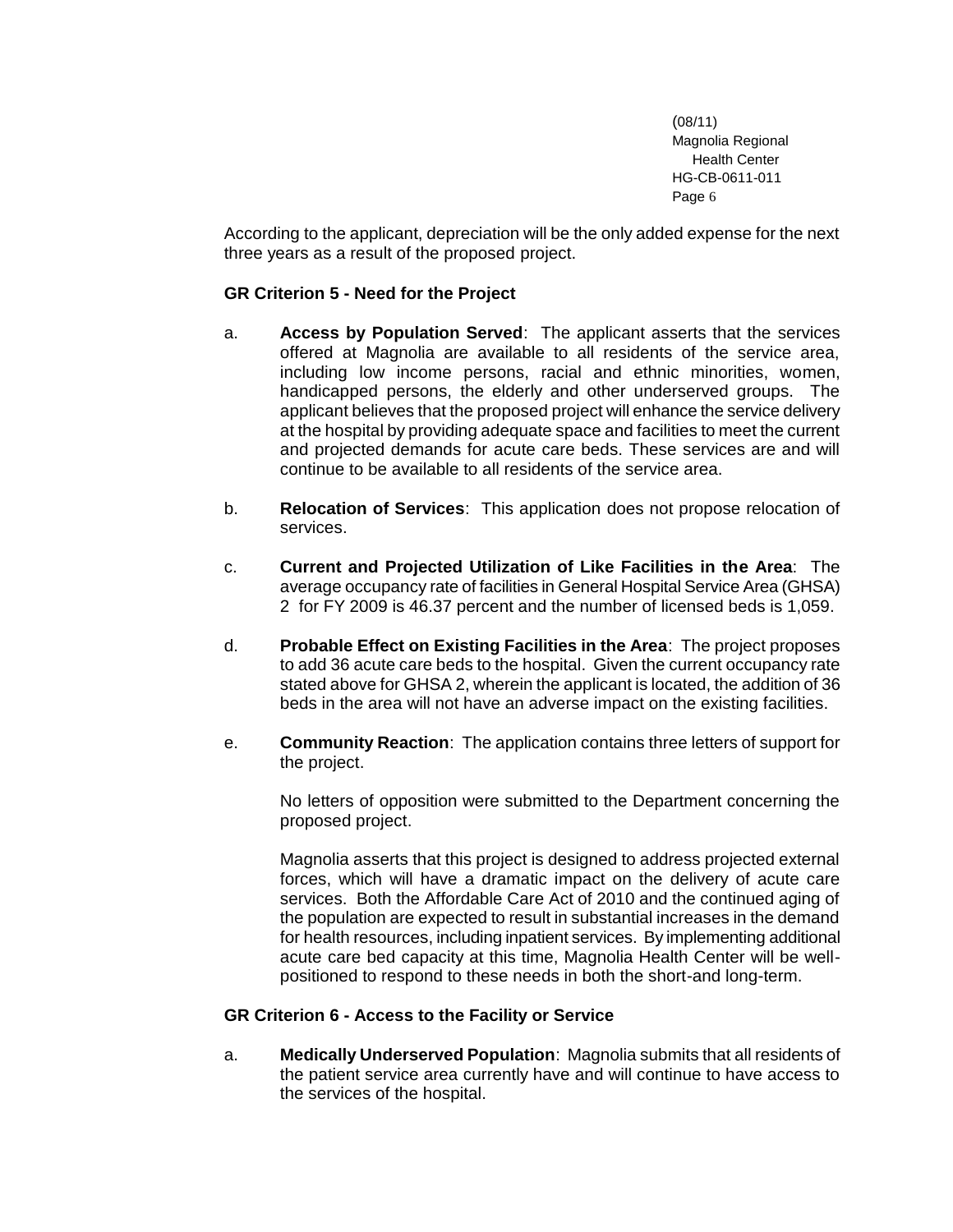According to the applicant, depreciation will be the only added expense for the next three years as a result of the proposed project.

**GR Criterion 5 - Need for the Project**

a. **Access by Population Served**: The applicant asserts that the services offered at Magnolia are available to all residents of the service area, including low income persons, racial and ethnic minorities, women, handicapped persons, the elderly and other underserved groups. The applicant believes that the proposed project will enhance the service delivery at the hospital by providing adequate space and facilities to meet the current and projected demands for acute care beds. These services are and will continue to be available to all residents of the service area.

b. **Relocation of Services**: This application does not propose relocation of services.

c. **Current and Projected Utilization of Like Facilities in the Area**: The average occupancy rate of facilities in General Hospital Service Area (GHSA) 2 for FY 2009 is 46.37 percent and the number of licensed beds is 1,059.

d. **Probable Effect on Existing Facilities in the Area**: The project proposes to add 36 acute care beds to the hospital. Given the current occupancy rate stated above for GHSA 2, wherein the applicant is located, the addition of 36 beds in the area will not have an adverse impact on the existing facilities.

e. **Community Reaction**: The application contains three letters of support for the project.

   No letters of opposition were submitted to the Department concerning the proposed project.

   Magnolia asserts that this project is designed to address projected external forces, which will have a dramatic impact on the delivery of acute care services. Both the Affordable Care Act of 2010 and the continued aging of the population are expected to result in substantial increases in the demand for health resources, including inpatient services. By implementing additional acute care bed capacity at this time, Magnolia Health Center will be well-positioned to respond to these needs in both the short-and long-term.

**GR Criterion 6 - Access to the Facility or Service**

a. **Medically Underserved Population**: Magnolia submits that all residents of the patient service area currently have and will continue to have access to the services of the hospital.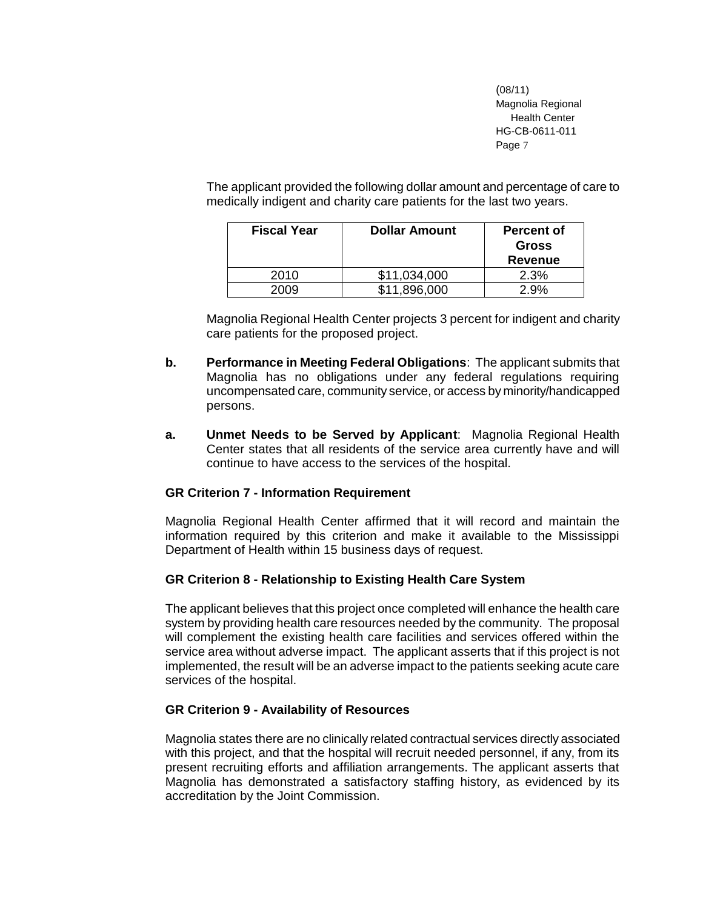The applicant provided the following dollar amount and percentage of care to medically indigent and charity care patients for the last two years.

| Fiscal Year | Dollar Amount | Percent of Gross Revenue |
|---|---|---|
| 2010 | $11,034,000 | 2.3% |
| 2009 | $11,896,000 | 2.9% |

Magnolia Regional Health Center projects 3 percent for indigent and charity care patients for the proposed project.

**b. Performance in Meeting Federal Obligations**: The applicant submits that Magnolia has no obligations under any federal regulations requiring uncompensated care, community service, or access by minority/handicapped persons.

**a. Unmet Needs to be Served by Applicant**: Magnolia Regional Health Center states that all residents of the service area currently have and will continue to have access to the services of the hospital.

### GR Criterion 7 - Information Requirement

Magnolia Regional Health Center affirmed that it will record and maintain the information required by this criterion and make it available to the Mississippi Department of Health within 15 business days of request.

### GR Criterion 8 - Relationship to Existing Health Care System

The applicant believes that this project once completed will enhance the health care system by providing health care resources needed by the community. The proposal will complement the existing health care facilities and services offered within the service area without adverse impact. The applicant asserts that if this project is not implemented, the result will be an adverse impact to the patients seeking acute care services of the hospital.

### GR Criterion 9 - Availability of Resources

Magnolia states there are no clinically related contractual services directly associated with this project, and that the hospital will recruit needed personnel, if any, from its present recruiting efforts and affiliation arrangements. The applicant asserts that Magnolia has demonstrated a satisfactory staffing history, as evidenced by its accreditation by the Joint Commission.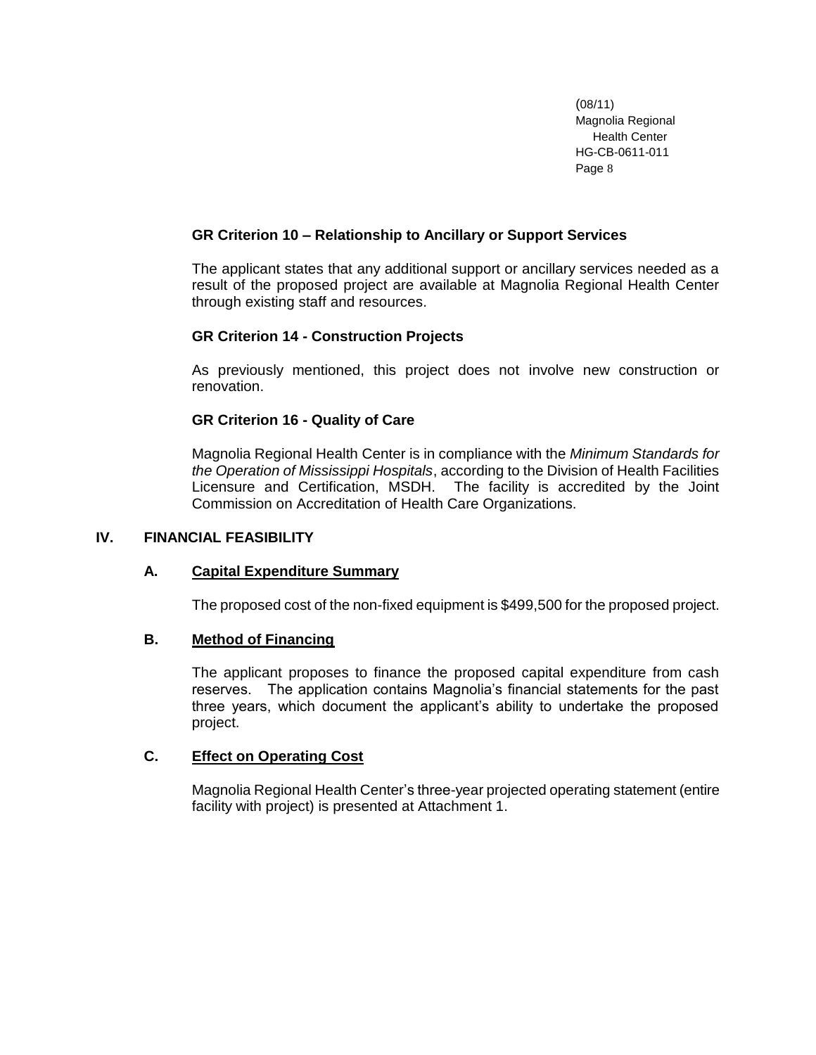### GR Criterion 10 – Relationship to Ancillary or Support Services

The applicant states that any additional support or ancillary services needed as a result of the proposed project are available at Magnolia Regional Health Center through existing staff and resources.

### GR Criterion 14 - Construction Projects

As previously mentioned, this project does not involve new construction or renovation.

### GR Criterion 16 - Quality of Care

Magnolia Regional Health Center is in compliance with the *Minimum Standards for the Operation of Mississippi Hospitals*, according to the Division of Health Facilities Licensure and Certification, MSDH. The facility is accredited by the Joint Commission on Accreditation of Health Care Organizations.

## IV. FINANCIAL FEASIBILITY

### A. Capital Expenditure Summary

The proposed cost of the non-fixed equipment is $499,500 for the proposed project.

### B. Method of Financing

The applicant proposes to finance the proposed capital expenditure from cash reserves. The application contains Magnolia's financial statements for the past three years, which document the applicant's ability to undertake the proposed project.

### C. Effect on Operating Cost

Magnolia Regional Health Center's three-year projected operating statement (entire facility with project) is presented at Attachment 1.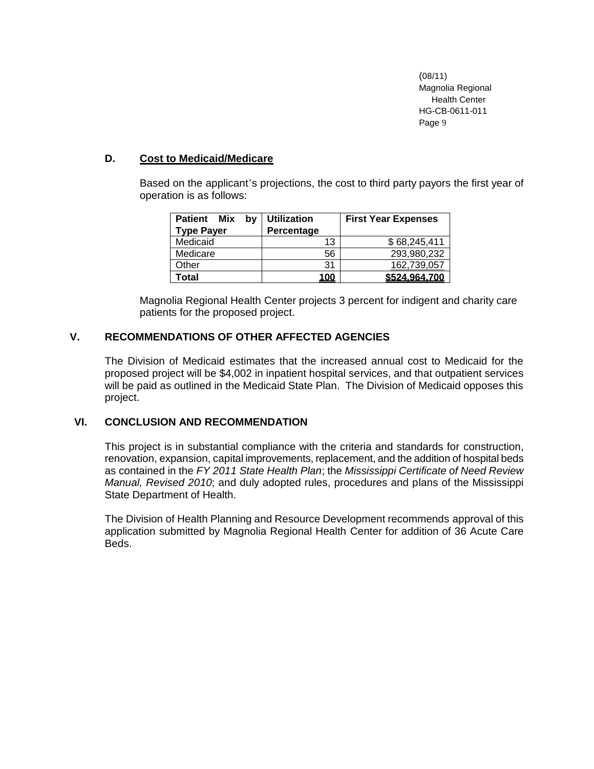### D. Cost to Medicaid/Medicare

Based on the applicant's projections, the cost to third party payors the first year of operation is as follows:

| Patient Mix by Type Payer | Utilization Percentage | First Year Expenses |
|---|---|---|
| Medicaid | 13 | $ 68,245,411 |
| Medicare | 56 | 293,980,232 |
| Other | 31 | 162,739,057 |
| **Total** | **100** | **$524,964,700** |

Magnolia Regional Health Center projects 3 percent for indigent and charity care patients for the proposed project.

## V. RECOMMENDATIONS OF OTHER AFFECTED AGENCIES

The Division of Medicaid estimates that the increased annual cost to Medicaid for the proposed project will be $4,002 in inpatient hospital services, and that outpatient services will be paid as outlined in the Medicaid State Plan. The Division of Medicaid opposes this project.

## VI. CONCLUSION AND RECOMMENDATION

This project is in substantial compliance with the criteria and standards for construction, renovation, expansion, capital improvements, replacement, and the addition of hospital beds as contained in the *FY 2011 State Health Plan*; the *Mississippi Certificate of Need Review Manual, Revised 2010*; and duly adopted rules, procedures and plans of the Mississippi State Department of Health.

The Division of Health Planning and Resource Development recommends approval of this application submitted by Magnolia Regional Health Center for addition of 36 Acute Care Beds.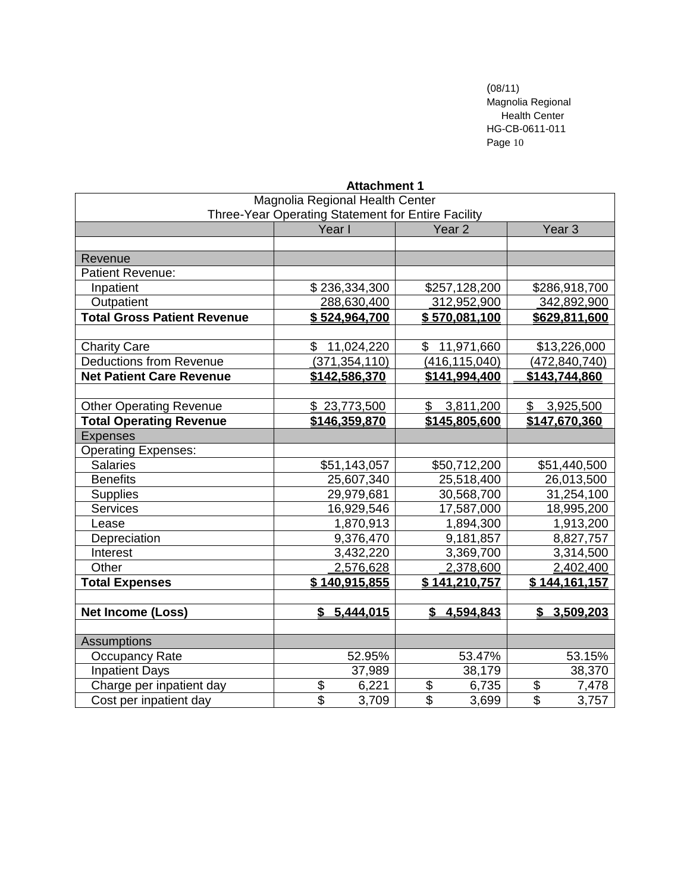**Attachment 1**

| Magnolia Regional Health Center<br>Three-Year Operating Statement for Entire Facility | | | |
|---|---|---|---|
| | Year I | Year 2 | Year 3 |
| | | | |
| Revenue | | | |
| Patient Revenue: | | | |
| Inpatient | $ 236,334,300 | $257,128,200 | $286,918,700 |
| Outpatient | 288,630,400 | 312,952,900 | 342,892,900 |
| **Total Gross Patient Revenue** | **$ 524,964,700** | **$ 570,081,100** | **$629,811,600** |
| | | | |
| Charity Care | $ 11,024,220 | $ 11,971,660 | $13,226,000 |
| Deductions from Revenue | (371,354,110) | (416,115,040) | (472,840,740) |
| **Net Patient Care Revenue** | **$142,586,370** | **$141,994,400** | **$143,744,860** |
| | | | |
| Other Operating Revenue | $ 23,773,500 | $ 3,811,200 | $ 3,925,500 |
| **Total Operating Revenue** | **$146,359,870** | **$145,805,600** | **$147,670,360** |
| Expenses | | | |
| Operating Expenses: | | | |
| Salaries | $51,143,057 | $50,712,200 | $51,440,500 |
| Benefits | 25,607,340 | 25,518,400 | 26,013,500 |
| Supplies | 29,979,681 | 30,568,700 | 31,254,100 |
| Services | 16,929,546 | 17,587,000 | 18,995,200 |
| Lease | 1,870,913 | 1,894,300 | 1,913,200 |
| Depreciation | 9,376,470 | 9,181,857 | 8,827,757 |
| Interest | 3,432,220 | 3,369,700 | 3,314,500 |
| Other | 2,576,628 | 2,378,600 | 2,402,400 |
| **Total Expenses** | **$ 140,915,855** | **$ 141,210,757** | **$ 144,161,157** |
| | | | |
| **Net Income (Loss)** | **$ 5,444,015** | **$ 4,594,843** | **$ 3,509,203** |
| | | | |
| Assumptions | | | |
| Occupancy Rate | 52.95% | 53.47% | 53.15% |
| Inpatient Days | 37,989 | 38,179 | 38,370 |
| Charge per inpatient day | $ 6,221 | $ 6,735 | $ 7,478 |
| Cost per inpatient day | $ 3,709 | $ 3,699 | $ 3,757 |